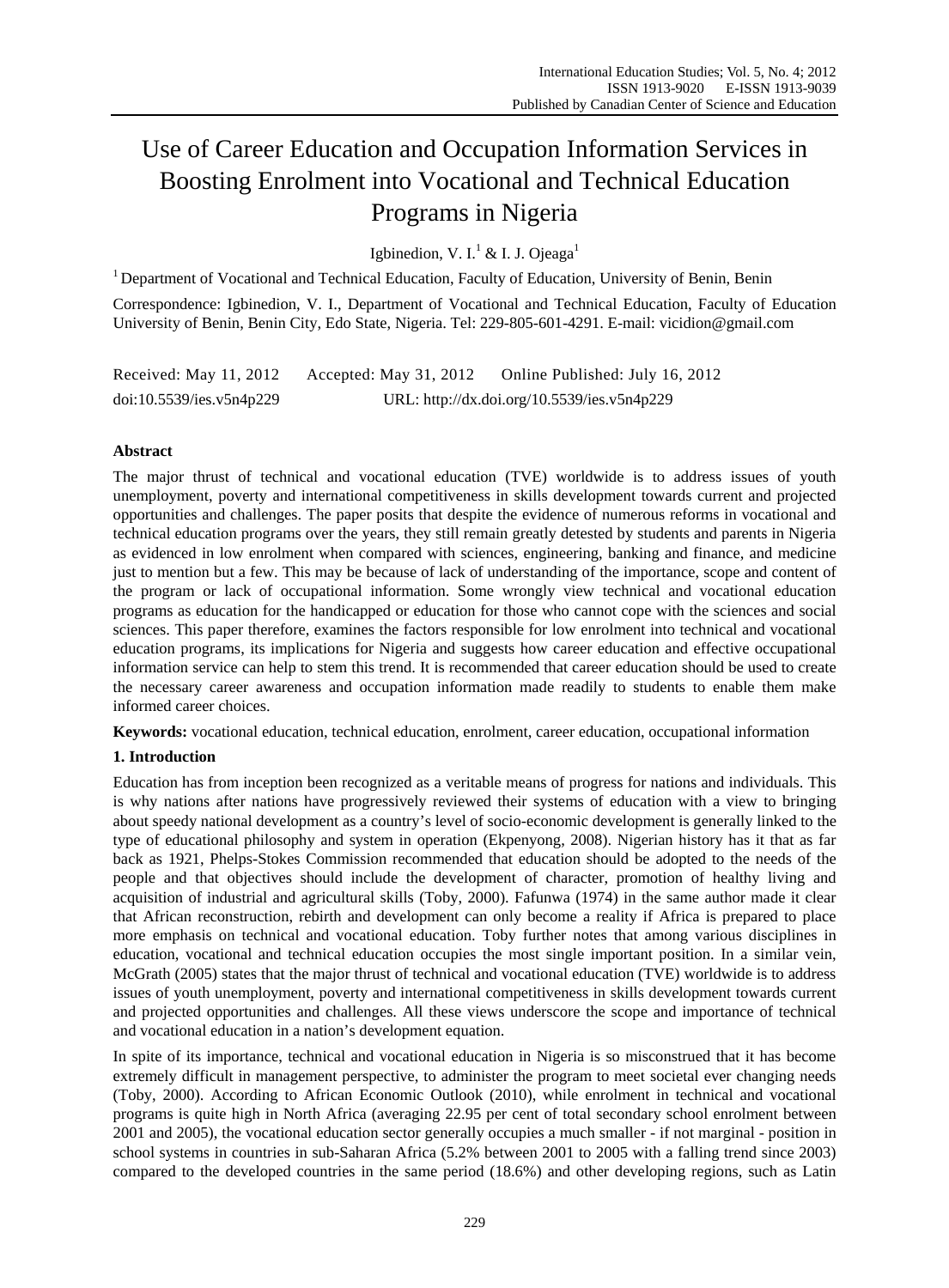# Use of Career Education and Occupation Information Services in Boosting Enrolment into Vocational and Technical Education Programs in Nigeria

Igbinedion, V. I.[1] & I. J. Ojeaga[1]

[1] Department of Vocational and Technical Education, Faculty of Education, University of Benin, Benin

Correspondence: Igbinedion, V. I., Department of Vocational and Technical Education, Faculty of Education University of Benin, Benin City, Edo State, Nigeria. Tel: 229-805-601-4291. E-mail: vicidion@gmail.com

Received: May 11, 2012 Accepted: May 31, 2012 Online Published: July 16, 2012

doi:10.5539/ies.v5n4p229 URL: http://dx.doi.org/10.5539/ies.v5n4p229

## Abstract

The major thrust of technical and vocational education (TVE) worldwide is to address issues of youth unemployment, poverty and international competitiveness in skills development towards current and projected opportunities and challenges. The paper posits that despite the evidence of numerous reforms in vocational and technical education programs over the years, they still remain greatly detested by students and parents in Nigeria as evidenced in low enrolment when compared with sciences, engineering, banking and finance, and medicine just to mention but a few. This may be because of lack of understanding of the importance, scope and content of the program or lack of occupational information. Some wrongly view technical and vocational education programs as education for the handicapped or education for those who cannot cope with the sciences and social sciences. This paper therefore, examines the factors responsible for low enrolment into technical and vocational education programs, its implications for Nigeria and suggests how career education and effective occupational information service can help to stem this trend. It is recommended that career education should be used to create the necessary career awareness and occupation information made readily to students to enable them make informed career choices.

**Keywords:** vocational education, technical education, enrolment, career education, occupational information

## 1. Introduction

Education has from inception been recognized as a veritable means of progress for nations and individuals. This is why nations after nations have progressively reviewed their systems of education with a view to bringing about speedy national development as a country's level of socio-economic development is generally linked to the type of educational philosophy and system in operation (Ekpenyong, 2008). Nigerian history has it that as far back as 1921, Phelps-Stokes Commission recommended that education should be adopted to the needs of the people and that objectives should include the development of character, promotion of healthy living and acquisition of industrial and agricultural skills (Toby, 2000). Fafunwa (1974) in the same author made it clear that African reconstruction, rebirth and development can only become a reality if Africa is prepared to place more emphasis on technical and vocational education. Toby further notes that among various disciplines in education, vocational and technical education occupies the most single important position. In a similar vein, McGrath (2005) states that the major thrust of technical and vocational education (TVE) worldwide is to address issues of youth unemployment, poverty and international competitiveness in skills development towards current and projected opportunities and challenges. All these views underscore the scope and importance of technical and vocational education in a nation's development equation.

In spite of its importance, technical and vocational education in Nigeria is so misconstrued that it has become extremely difficult in management perspective, to administer the program to meet societal ever changing needs (Toby, 2000). According to African Economic Outlook (2010), while enrolment in technical and vocational programs is quite high in North Africa (averaging 22.95 per cent of total secondary school enrolment between 2001 and 2005), the vocational education sector generally occupies a much smaller - if not marginal - position in school systems in countries in sub-Saharan Africa (5.2% between 2001 to 2005 with a falling trend since 2003) compared to the developed countries in the same period (18.6%) and other developing regions, such as Latin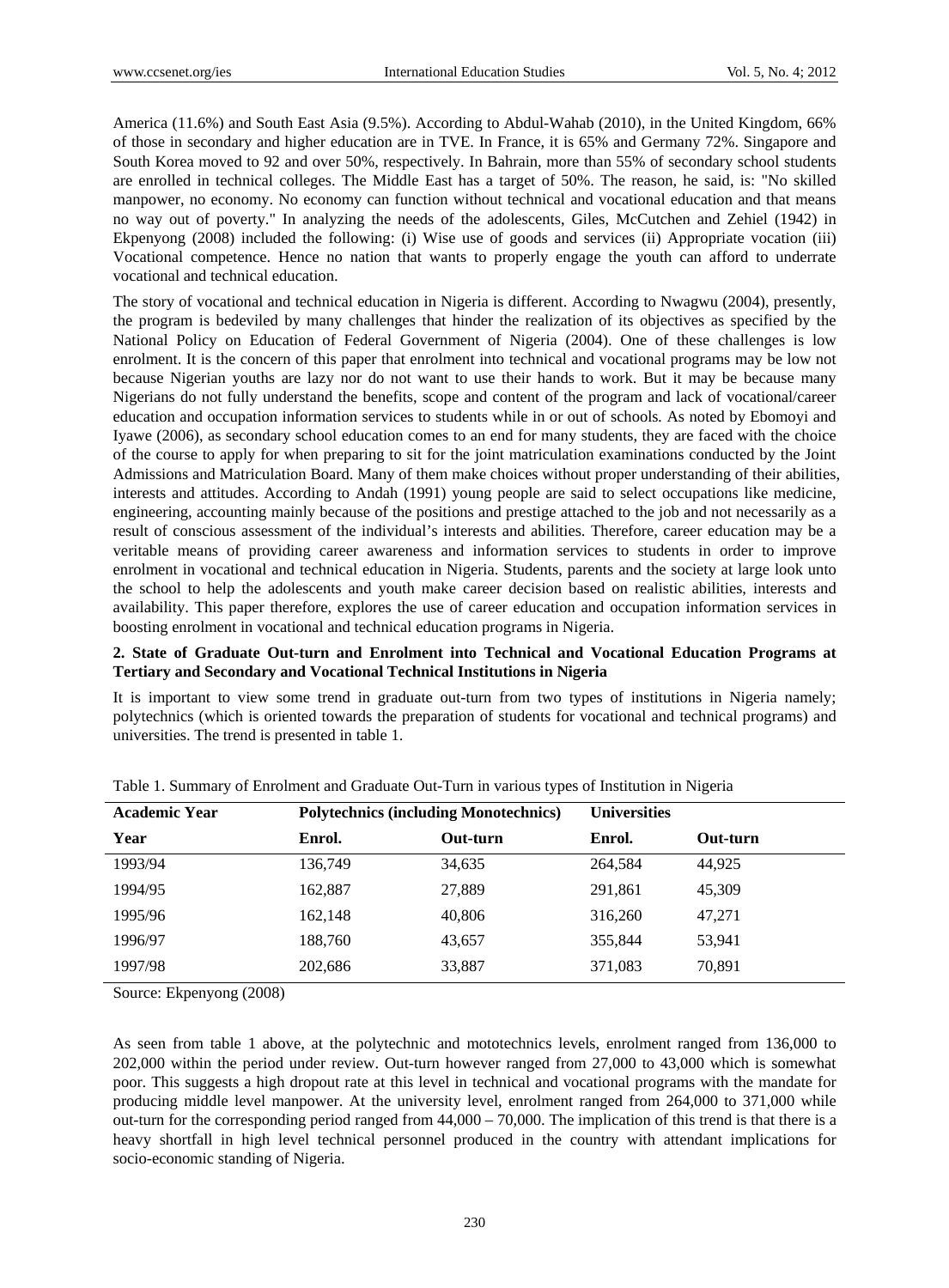America (11.6%) and South East Asia (9.5%). According to Abdul-Wahab (2010), in the United Kingdom, 66% of those in secondary and higher education are in TVE. In France, it is 65% and Germany 72%. Singapore and South Korea moved to 92 and over 50%, respectively. In Bahrain, more than 55% of secondary school students are enrolled in technical colleges. The Middle East has a target of 50%. The reason, he said, is: "No skilled manpower, no economy. No economy can function without technical and vocational education and that means no way out of poverty." In analyzing the needs of the adolescents, Giles, McCutchen and Zehiel (1942) in Ekpenyong (2008) included the following: (i) Wise use of goods and services (ii) Appropriate vocation (iii) Vocational competence. Hence no nation that wants to properly engage the youth can afford to underrate vocational and technical education.

The story of vocational and technical education in Nigeria is different. According to Nwagwu (2004), presently, the program is bedeviled by many challenges that hinder the realization of its objectives as specified by the National Policy on Education of Federal Government of Nigeria (2004). One of these challenges is low enrolment. It is the concern of this paper that enrolment into technical and vocational programs may be low not because Nigerian youths are lazy nor do not want to use their hands to work. But it may be because many Nigerians do not fully understand the benefits, scope and content of the program and lack of vocational/career education and occupation information services to students while in or out of schools. As noted by Ebomoyi and Iyawe (2006), as secondary school education comes to an end for many students, they are faced with the choice of the course to apply for when preparing to sit for the joint matriculation examinations conducted by the Joint Admissions and Matriculation Board. Many of them make choices without proper understanding of their abilities, interests and attitudes. According to Andah (1991) young people are said to select occupations like medicine, engineering, accounting mainly because of the positions and prestige attached to the job and not necessarily as a result of conscious assessment of the individual's interests and abilities. Therefore, career education may be a veritable means of providing career awareness and information services to students in order to improve enrolment in vocational and technical education in Nigeria. Students, parents and the society at large look unto the school to help the adolescents and youth make career decision based on realistic abilities, interests and availability. This paper therefore, explores the use of career education and occupation information services in boosting enrolment in vocational and technical education programs in Nigeria.

## 2. State of Graduate Out-turn and Enrolment into Technical and Vocational Education Programs at Tertiary and Secondary and Vocational Technical Institutions in Nigeria

It is important to view some trend in graduate out-turn from two types of institutions in Nigeria namely; polytechnics (which is oriented towards the preparation of students for vocational and technical programs) and universities. The trend is presented in table 1.

Table 1. Summary of Enrolment and Graduate Out-Turn in various types of Institution in Nigeria

| Academic Year | Polytechnics (including Monotechnics) | | Universities | |
|---|---|---|---|---|
| Year | Enrol. | Out-turn | Enrol. | Out-turn |
| 1993/94 | 136,749 | 34,635 | 264,584 | 44,925 |
| 1994/95 | 162,887 | 27,889 | 291,861 | 45,309 |
| 1995/96 | 162,148 | 40,806 | 316,260 | 47,271 |
| 1996/97 | 188,760 | 43,657 | 355,844 | 53,941 |
| 1997/98 | 202,686 | 33,887 | 371,083 | 70,891 |

Source: Ekpenyong (2008)

As seen from table 1 above, at the polytechnic and mototechnics levels, enrolment ranged from 136,000 to 202,000 within the period under review. Out-turn however ranged from 27,000 to 43,000 which is somewhat poor. This suggests a high dropout rate at this level in technical and vocational programs with the mandate for producing middle level manpower. At the university level, enrolment ranged from 264,000 to 371,000 while out-turn for the corresponding period ranged from 44,000 – 70,000. The implication of this trend is that there is a heavy shortfall in high level technical personnel produced in the country with attendant implications for socio-economic standing of Nigeria.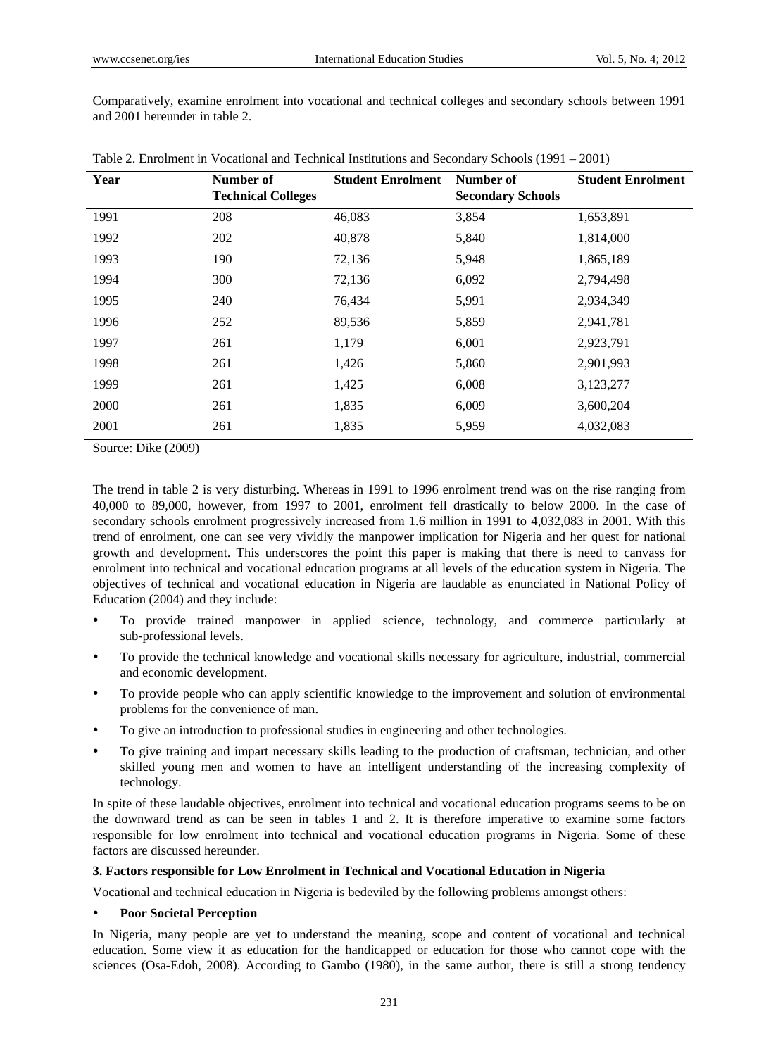Comparatively, examine enrolment into vocational and technical colleges and secondary schools between 1991 and 2001 hereunder in table 2.

Table 2. Enrolment in Vocational and Technical Institutions and Secondary Schools (1991 – 2001)

| Year | Number of Technical Colleges | Student Enrolment | Number of Secondary Schools | Student Enrolment |
|---|---|---|---|---|
| 1991 | 208 | 46,083 | 3,854 | 1,653,891 |
| 1992 | 202 | 40,878 | 5,840 | 1,814,000 |
| 1993 | 190 | 72,136 | 5,948 | 1,865,189 |
| 1994 | 300 | 72,136 | 6,092 | 2,794,498 |
| 1995 | 240 | 76,434 | 5,991 | 2,934,349 |
| 1996 | 252 | 89,536 | 5,859 | 2,941,781 |
| 1997 | 261 | 1,179 | 6,001 | 2,923,791 |
| 1998 | 261 | 1,426 | 5,860 | 2,901,993 |
| 1999 | 261 | 1,425 | 6,008 | 3,123,277 |
| 2000 | 261 | 1,835 | 6,009 | 3,600,204 |
| 2001 | 261 | 1,835 | 5,959 | 4,032,083 |

Source: Dike (2009)

The trend in table 2 is very disturbing. Whereas in 1991 to 1996 enrolment trend was on the rise ranging from 40,000 to 89,000, however, from 1997 to 2001, enrolment fell drastically to below 2000. In the case of secondary schools enrolment progressively increased from 1.6 million in 1991 to 4,032,083 in 2001. With this trend of enrolment, one can see very vividly the manpower implication for Nigeria and her quest for national growth and development. This underscores the point this paper is making that there is need to canvass for enrolment into technical and vocational education programs at all levels of the education system in Nigeria. The objectives of technical and vocational education in Nigeria are laudable as enunciated in National Policy of Education (2004) and they include:

- To provide trained manpower in applied science, technology, and commerce particularly at sub-professional levels.
- To provide the technical knowledge and vocational skills necessary for agriculture, industrial, commercial and economic development.
- To provide people who can apply scientific knowledge to the improvement and solution of environmental problems for the convenience of man.
- To give an introduction to professional studies in engineering and other technologies.
- To give training and impart necessary skills leading to the production of craftsman, technician, and other skilled young men and women to have an intelligent understanding of the increasing complexity of technology.

In spite of these laudable objectives, enrolment into technical and vocational education programs seems to be on the downward trend as can be seen in tables 1 and 2. It is therefore imperative to examine some factors responsible for low enrolment into technical and vocational education programs in Nigeria. Some of these factors are discussed hereunder.

### 3. Factors responsible for Low Enrolment in Technical and Vocational Education in Nigeria

Vocational and technical education in Nigeria is bedeviled by the following problems amongst others:

- **Poor Societal Perception**

In Nigeria, many people are yet to understand the meaning, scope and content of vocational and technical education. Some view it as education for the handicapped or education for those who cannot cope with the sciences (Osa-Edoh, 2008). According to Gambo (1980), in the same author, there is still a strong tendency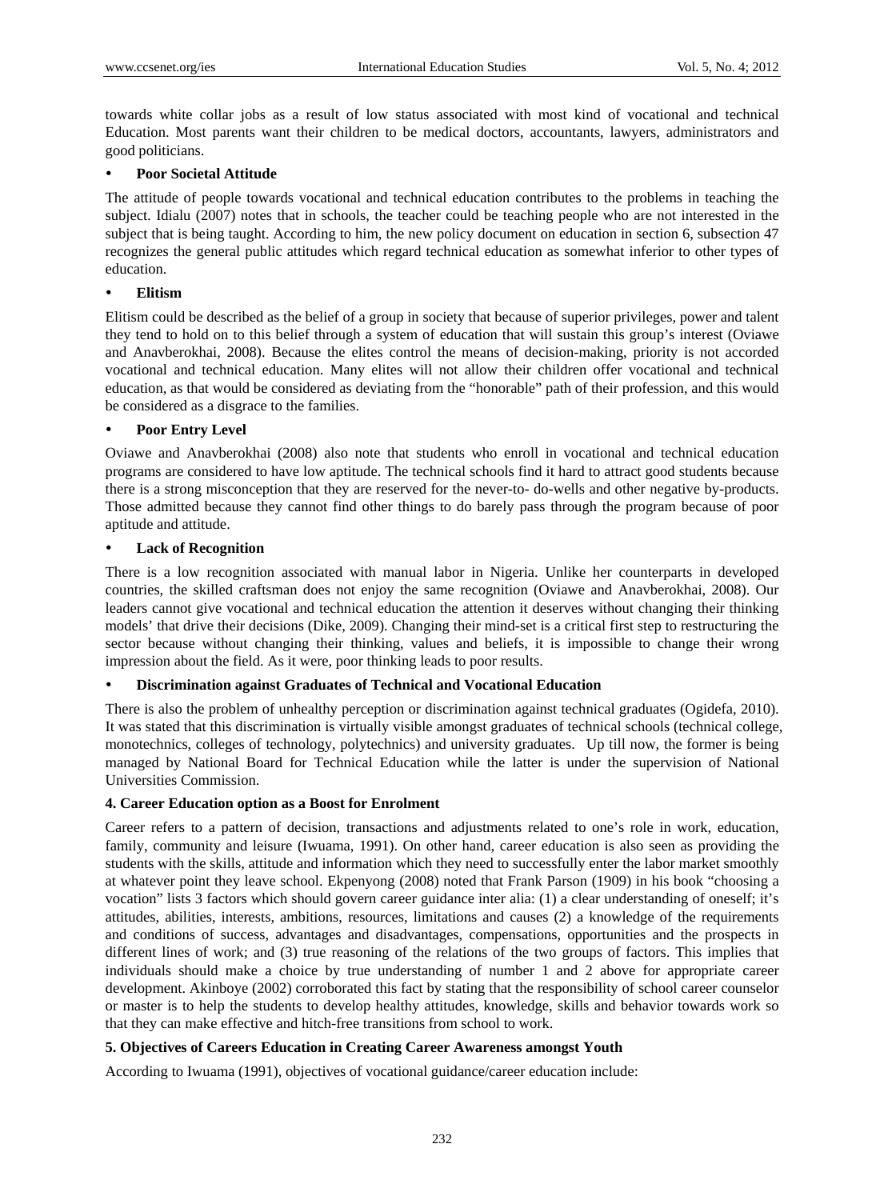towards white collar jobs as a result of low status associated with most kind of vocational and technical Education. Most parents want their children to be medical doctors, accountants, lawyers, administrators and good politicians.

- **Poor Societal Attitude**

The attitude of people towards vocational and technical education contributes to the problems in teaching the subject. Idialu (2007) notes that in schools, the teacher could be teaching people who are not interested in the subject that is being taught. According to him, the new policy document on education in section 6, subsection 47 recognizes the general public attitudes which regard technical education as somewhat inferior to other types of education.

- **Elitism**

Elitism could be described as the belief of a group in society that because of superior privileges, power and talent they tend to hold on to this belief through a system of education that will sustain this group's interest (Oviawe and Anavberokhai, 2008). Because the elites control the means of decision-making, priority is not accorded vocational and technical education. Many elites will not allow their children offer vocational and technical education, as that would be considered as deviating from the "honorable" path of their profession, and this would be considered as a disgrace to the families.

- **Poor Entry Level**

Oviawe and Anavberokhai (2008) also note that students who enroll in vocational and technical education programs are considered to have low aptitude. The technical schools find it hard to attract good students because there is a strong misconception that they are reserved for the never-to- do-wells and other negative by-products. Those admitted because they cannot find other things to do barely pass through the program because of poor aptitude and attitude.

- **Lack of Recognition**

There is a low recognition associated with manual labor in Nigeria. Unlike her counterparts in developed countries, the skilled craftsman does not enjoy the same recognition (Oviawe and Anavberokhai, 2008). Our leaders cannot give vocational and technical education the attention it deserves without changing their thinking models' that drive their decisions (Dike, 2009). Changing their mind-set is a critical first step to restructuring the sector because without changing their thinking, values and beliefs, it is impossible to change their wrong impression about the field. As it were, poor thinking leads to poor results.

- **Discrimination against Graduates of Technical and Vocational Education**

There is also the problem of unhealthy perception or discrimination against technical graduates (Ogidefa, 2010). It was stated that this discrimination is virtually visible amongst graduates of technical schools (technical college, monotechnics, colleges of technology, polytechnics) and university graduates. Up till now, the former is being managed by National Board for Technical Education while the latter is under the supervision of National Universities Commission.

## 4. Career Education option as a Boost for Enrolment

Career refers to a pattern of decision, transactions and adjustments related to one's role in work, education, family, community and leisure (Iwuama, 1991). On other hand, career education is also seen as providing the students with the skills, attitude and information which they need to successfully enter the labor market smoothly at whatever point they leave school. Ekpenyong (2008) noted that Frank Parson (1909) in his book "choosing a vocation" lists 3 factors which should govern career guidance inter alia: (1) a clear understanding of oneself; it's attitudes, abilities, interests, ambitions, resources, limitations and causes (2) a knowledge of the requirements and conditions of success, advantages and disadvantages, compensations, opportunities and the prospects in different lines of work; and (3) true reasoning of the relations of the two groups of factors. This implies that individuals should make a choice by true understanding of number 1 and 2 above for appropriate career development. Akinboye (2002) corroborated this fact by stating that the responsibility of school career counselor or master is to help the students to develop healthy attitudes, knowledge, skills and behavior towards work so that they can make effective and hitch-free transitions from school to work.

## 5. Objectives of Careers Education in Creating Career Awareness amongst Youth

According to Iwuama (1991), objectives of vocational guidance/career education include: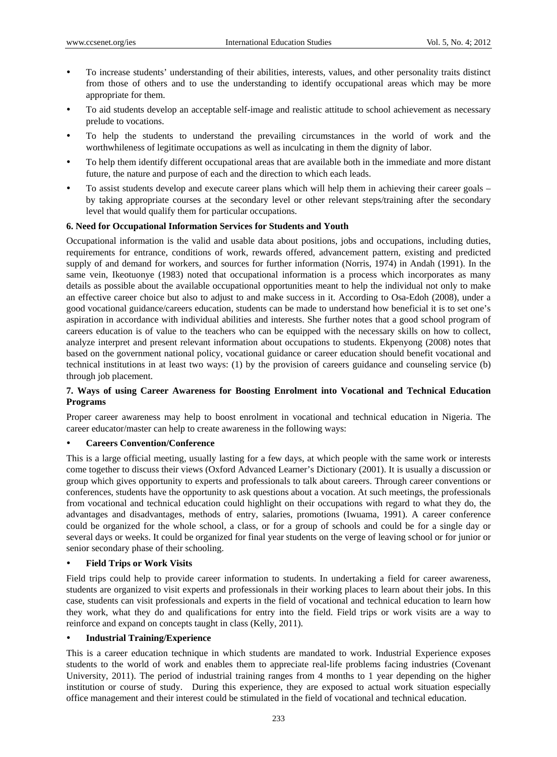- To increase students' understanding of their abilities, interests, values, and other personality traits distinct from those of others and to use the understanding to identify occupational areas which may be more appropriate for them.
- To aid students develop an acceptable self-image and realistic attitude to school achievement as necessary prelude to vocations.
- To help the students to understand the prevailing circumstances in the world of work and the worthwhileness of legitimate occupations as well as inculcating in them the dignity of labor.
- To help them identify different occupational areas that are available both in the immediate and more distant future, the nature and purpose of each and the direction to which each leads.
- To assist students develop and execute career plans which will help them in achieving their career goals – by taking appropriate courses at the secondary level or other relevant steps/training after the secondary level that would qualify them for particular occupations.

## 6. Need for Occupational Information Services for Students and Youth

Occupational information is the valid and usable data about positions, jobs and occupations, including duties, requirements for entrance, conditions of work, rewards offered, advancement pattern, existing and predicted supply of and demand for workers, and sources for further information (Norris, 1974) in Andah (1991). In the same vein, Ikeotuonye (1983) noted that occupational information is a process which incorporates as many details as possible about the available occupational opportunities meant to help the individual not only to make an effective career choice but also to adjust to and make success in it. According to Osa-Edoh (2008), under a good vocational guidance/careers education, students can be made to understand how beneficial it is to set one's aspiration in accordance with individual abilities and interests. She further notes that a good school program of careers education is of value to the teachers who can be equipped with the necessary skills on how to collect, analyze interpret and present relevant information about occupations to students. Ekpenyong (2008) notes that based on the government national policy, vocational guidance or career education should benefit vocational and technical institutions in at least two ways: (1) by the provision of careers guidance and counseling service (b) through job placement.

## 7. Ways of using Career Awareness for Boosting Enrolment into Vocational and Technical Education Programs

Proper career awareness may help to boost enrolment in vocational and technical education in Nigeria. The career educator/master can help to create awareness in the following ways:

- **Careers Convention/Conference**

This is a large official meeting, usually lasting for a few days, at which people with the same work or interests come together to discuss their views (Oxford Advanced Learner's Dictionary (2001). It is usually a discussion or group which gives opportunity to experts and professionals to talk about careers. Through career conventions or conferences, students have the opportunity to ask questions about a vocation. At such meetings, the professionals from vocational and technical education could highlight on their occupations with regard to what they do, the advantages and disadvantages, methods of entry, salaries, promotions (Iwuama, 1991). A career conference could be organized for the whole school, a class, or for a group of schools and could be for a single day or several days or weeks. It could be organized for final year students on the verge of leaving school or for junior or senior secondary phase of their schooling.

- **Field Trips or Work Visits**

Field trips could help to provide career information to students. In undertaking a field for career awareness, students are organized to visit experts and professionals in their working places to learn about their jobs. In this case, students can visit professionals and experts in the field of vocational and technical education to learn how they work, what they do and qualifications for entry into the field. Field trips or work visits are a way to reinforce and expand on concepts taught in class (Kelly, 2011).

- **Industrial Training/Experience**

This is a career education technique in which students are mandated to work. Industrial Experience exposes students to the world of work and enables them to appreciate real-life problems facing industries (Covenant University, 2011). The period of industrial training ranges from 4 months to 1 year depending on the higher institution or course of study. During this experience, they are exposed to actual work situation especially office management and their interest could be stimulated in the field of vocational and technical education.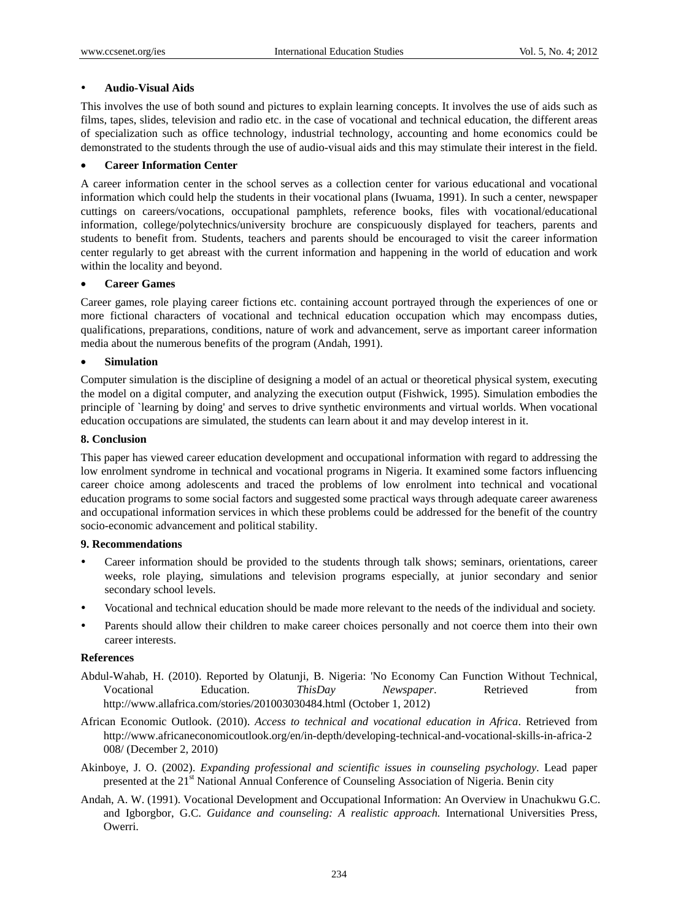- **Audio-Visual Aids**

This involves the use of both sound and pictures to explain learning concepts. It involves the use of aids such as films, tapes, slides, television and radio etc. in the case of vocational and technical education, the different areas of specialization such as office technology, industrial technology, accounting and home economics could be demonstrated to the students through the use of audio-visual aids and this may stimulate their interest in the field.

- **Career Information Center**

A career information center in the school serves as a collection center for various educational and vocational information which could help the students in their vocational plans (Iwuama, 1991). In such a center, newspaper cuttings on careers/vocations, occupational pamphlets, reference books, files with vocational/educational information, college/polytechnics/university brochure are conspicuously displayed for teachers, parents and students to benefit from. Students, teachers and parents should be encouraged to visit the career information center regularly to get abreast with the current information and happening in the world of education and work within the locality and beyond.

- **Career Games**

Career games, role playing career fictions etc. containing account portrayed through the experiences of one or more fictional characters of vocational and technical education occupation which may encompass duties, qualifications, preparations, conditions, nature of work and advancement, serve as important career information media about the numerous benefits of the program (Andah, 1991).

- **Simulation**

Computer simulation is the discipline of designing a model of an actual or theoretical physical system, executing the model on a digital computer, and analyzing the execution output (Fishwick, 1995). Simulation embodies the principle of `learning by doing' and serves to drive synthetic environments and virtual worlds. When vocational education occupations are simulated, the students can learn about it and may develop interest in it.

**8. Conclusion**

This paper has viewed career education development and occupational information with regard to addressing the low enrolment syndrome in technical and vocational programs in Nigeria. It examined some factors influencing career choice among adolescents and traced the problems of low enrolment into technical and vocational education programs to some social factors and suggested some practical ways through adequate career awareness and occupational information services in which these problems could be addressed for the benefit of the country socio-economic advancement and political stability.

**9. Recommendations**

- Career information should be provided to the students through talk shows; seminars, orientations, career weeks, role playing, simulations and television programs especially, at junior secondary and senior secondary school levels.
- Vocational and technical education should be made more relevant to the needs of the individual and society.
- Parents should allow their children to make career choices personally and not coerce them into their own career interests.

**References**

Abdul-Wahab, H. (2010). Reported by Olatunji, B. Nigeria: 'No Economy Can Function Without Technical, Vocational Education. *ThisDay Newspaper*. Retrieved from http://www.allafrica.com/stories/201003030484.html (October 1, 2012)

African Economic Outlook. (2010). *Access to technical and vocational education in Africa*. Retrieved from http://www.africaneconomicoutlook.org/en/in-depth/developing-technical-and-vocational-skills-in-africa-2008/ (December 2, 2010)

Akinboye, J. O. (2002). *Expanding professional and scientific issues in counseling psychology*. Lead paper presented at the 21st National Annual Conference of Counseling Association of Nigeria. Benin city

Andah, A. W. (1991). Vocational Development and Occupational Information: An Overview in Unachukwu G.C. and Igborgbor, G.C. *Guidance and counseling: A realistic approach.* International Universities Press, Owerri.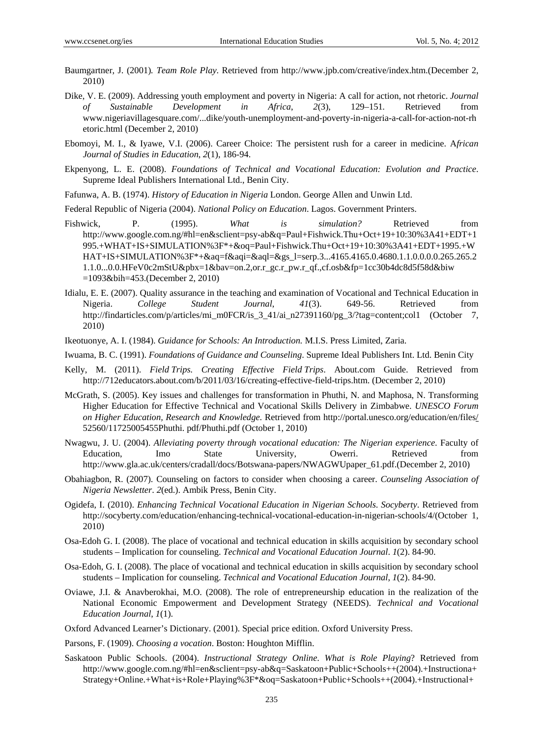Baumgartner, J. (2001). *Team Role Play*. Retrieved from http://www.jpb.com/creative/index.htm.(December 2, 2010)

Dike, V. E. (2009). Addressing youth employment and poverty in Nigeria: A call for action, not rhetoric. *Journal of Sustainable Development in Africa, 2*(3), 129–151. Retrieved from www.nigeriavillagesquare.com/...dike/youth-unemployment-and-poverty-in-nigeria-a-call-for-action-not-rhetoric.html (December 2, 2010)

Ebomoyi, M. I., & Iyawe, V.I. (2006). Career Choice: The persistent rush for a career in medicine. A*frican Journal of Studies in Education, 2*(1), 186-94.

Ekpenyong, L. E. (2008). *Foundations of Technical and Vocational Education: Evolution and Practice*. Supreme Ideal Publishers International Ltd., Benin City.

Fafunwa, A. B. (1974). *History of Education in Nigeria* London. George Allen and Unwin Ltd.

Federal Republic of Nigeria (2004). *National Policy on Education*. Lagos. Government Printers.

Fishwick, P. (1995). *What is simulation?* Retrieved from http://www.google.com.ng/#hl=en&sclient=psy-ab&q=Paul+Fishwick.Thu+Oct+19+10:30%3A41+EDT+1995.+WHAT+IS+SIMULATION%3F*+&oq=Paul+Fishwick.Thu+Oct+19+10:30%3A41+EDT+1995.+WHAT+IS+SIMULATION%3F*+&aq=f&aqi=&aql=&gs_l=serp.3...4165.4165.0.4680.1.1.0.0.0.0.265.265.21.1.0...0.0.HFeV0c2mStU&pbx=1&bav=on.2,or.r_gc.r_pw.r_qf.,cf.osb&fp=1cc30b4dc8d5f58d&biw=1093&bih=453.(December 2, 2010)

Idialu, E. E. (2007). Quality assurance in the teaching and examination of Vocational and Technical Education in Nigeria. *College Student Journal, 41*(3). 649-56. Retrieved from http://findarticles.com/p/articles/mi_m0FCR/is_3_41/ai_n27391160/pg_3/?tag=content;col1 (October 7, 2010)

Ikeotuonye, A. I. (1984). *Guidance for Schools: An Introduction.* M.I.S. Press Limited, Zaria.

Iwuama, B. C. (1991). *Foundations of Guidance and Counseling*. Supreme Ideal Publishers Int. Ltd. Benin City

Kelly, M. (2011). *Field Trips. Creating Effective Field Trips*. About.com Guide. Retrieved from http://712educators.about.com/b/2011/03/16/creating-effective-field-trips.htm. (December 2, 2010)

McGrath, S. (2005). Key issues and challenges for transformation in Phuthi, N. and Maphosa, N. Transforming Higher Education for Effective Technical and Vocational Skills Delivery in Zimbabwe. *UNESCO Forum on Higher Education, Research and Knowledge*. Retrieved from http://portal.unesco.org/education/en/files/52560/11725005455Phuthi. pdf/Phuthi.pdf (October 1, 2010)

Nwagwu, J. U. (2004). *Alleviating poverty through vocational education: The Nigerian experience*. Faculty of Education, Imo State University, Owerri. Retrieved from http://www.gla.ac.uk/centers/cradall/docs/Botswana-papers/NWAGWUpaper_61.pdf.(December 2, 2010)

Obahiagbon, R. (2007). Counseling on factors to consider when choosing a career. *Counseling Association of Nigeria Newsletter*. *2*(ed.). Ambik Press, Benin City.

Ogidefa, I. (2010). *Enhancing Technical Vocational Education in Nigerian Schools*. *Socyberty*. Retrieved from http://socyberty.com/education/enhancing-technical-vocational-education-in-nigerian-schools/4/(October 1, 2010)

Osa-Edoh G. I. (2008). The place of vocational and technical education in skills acquisition by secondary school students – Implication for counseling. *Technical and Vocational Education Journal*. *1*(2). 84-90.

Osa-Edoh, G. I. (2008). The place of vocational and technical education in skills acquisition by secondary school students – Implication for counseling. *Technical and Vocational Education Journal, 1*(2). 84-90.

Oviawe, J.I. & Anavberokhai, M.O. (2008). The role of entrepreneurship education in the realization of the National Economic Empowerment and Development Strategy (NEEDS). *Technical and Vocational Education Journal, 1*(1).

Oxford Advanced Learner's Dictionary. (2001). Special price edition. Oxford University Press.

Parsons, F. (1909). *Choosing a vocation*. Boston: Houghton Mifflin.

Saskatoon Public Schools. (2004). *Instructional Strategy Online*. *What is Role Playing*? Retrieved from http://www.google.com.ng/#hl=en&sclient=psy-ab&q=Saskatoon+Public+Schools++(2004).+Instructiona+Strategy+Online.+What+is+Role+Playing%3F*&oq=Saskatoon+Public+Schools++(2004).+Instructional+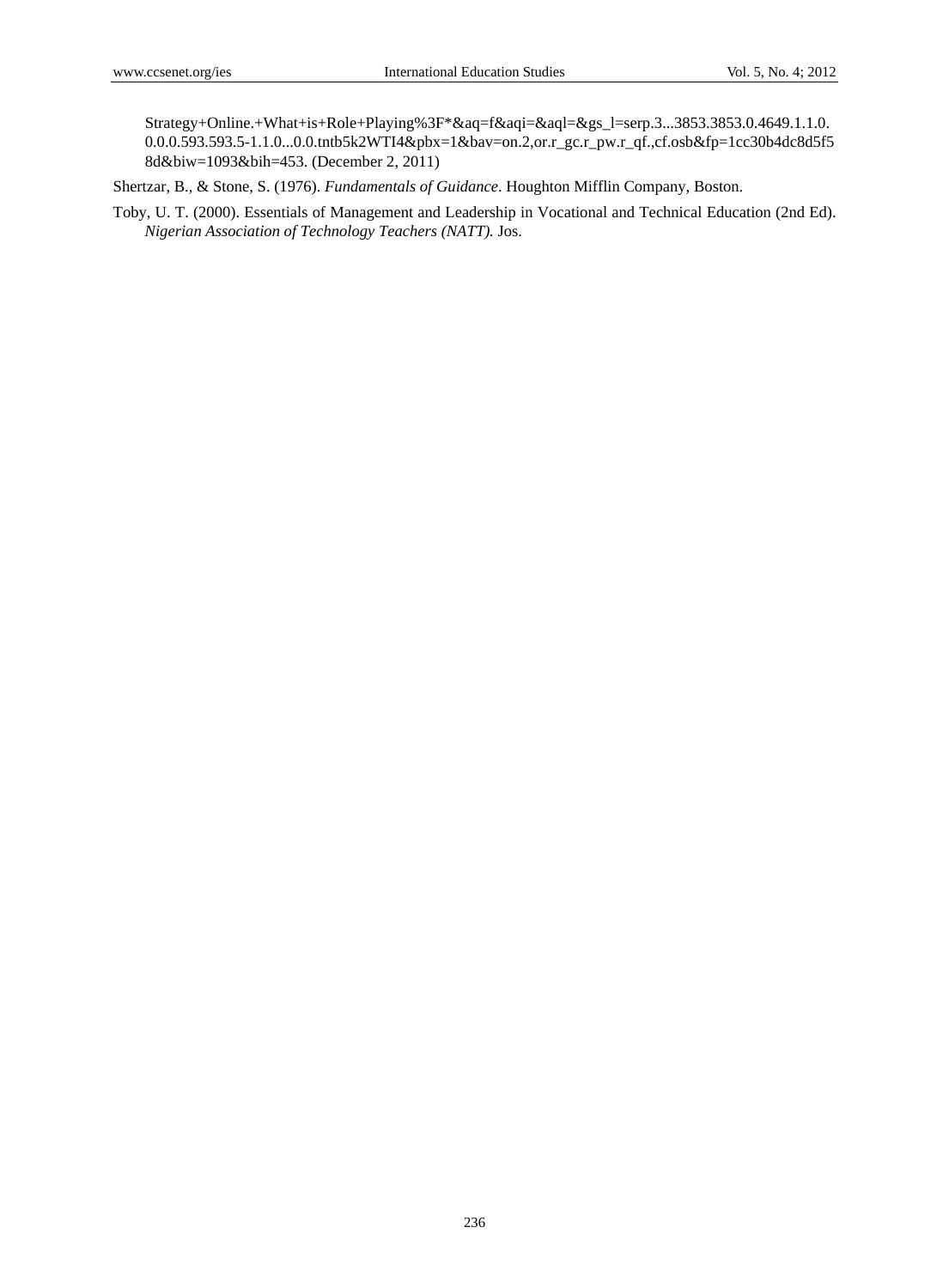Strategy+Online.+What+is+Role+Playing%3F*&aq=f&aqi=&aql=&gs_l=serp.3...3853.3853.0.4649.1.1.0.0.0.0.593.593.5-1.1.0...0.0.tntb5k2WTI4&pbx=1&bav=on.2,or.r_gc.r_pw.r_qf.,cf.osb&fp=1cc30b4dc8d5f58d&biw=1093&bih=453. (December 2, 2011)

Shertzar, B., & Stone, S. (1976). *Fundamentals of Guidance*. Houghton Mifflin Company, Boston.

Toby, U. T. (2000). Essentials of Management and Leadership in Vocational and Technical Education (2nd Ed). *Nigerian Association of Technology Teachers (NATT).* Jos.